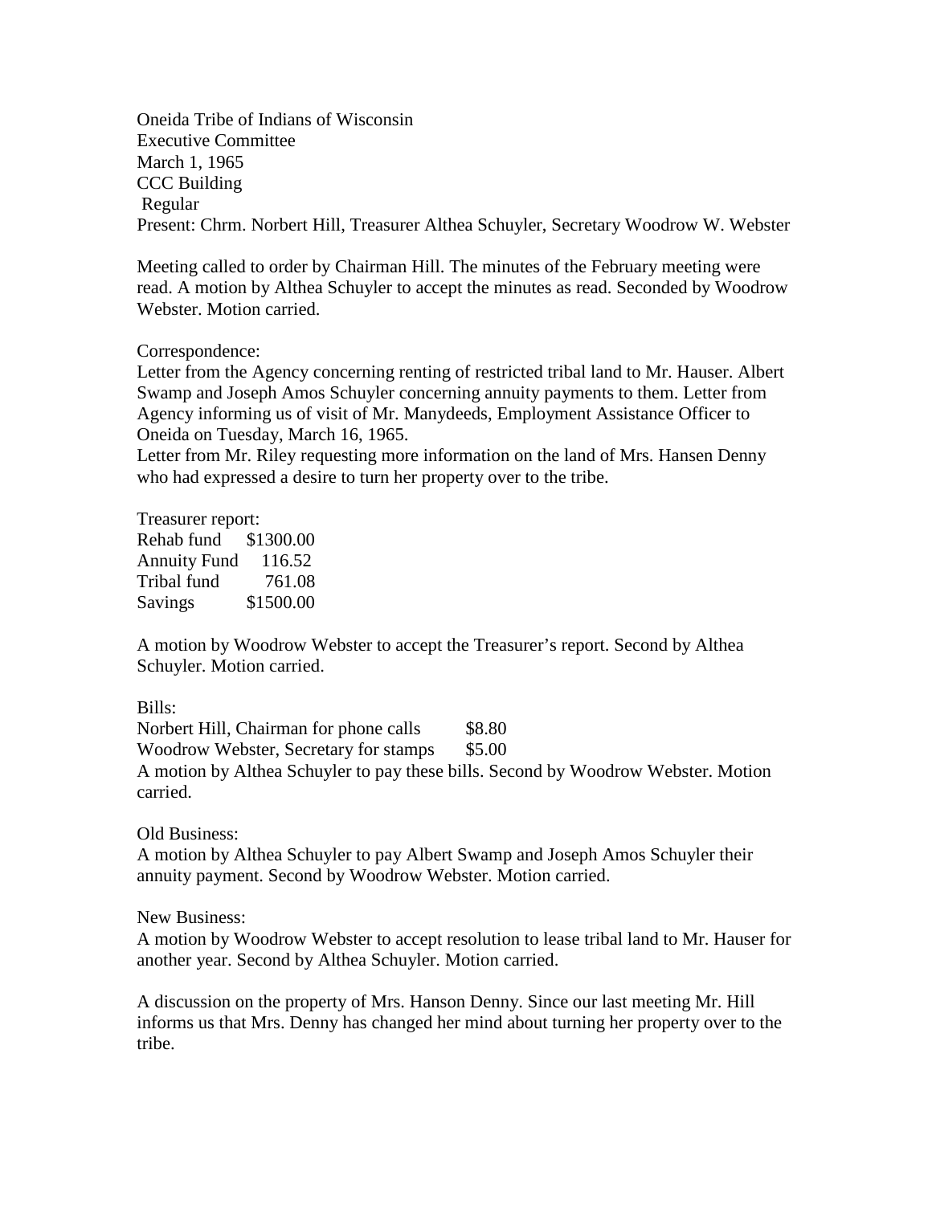Oneida Tribe of Indians of Wisconsin
Executive Committee
March 1, 1965
CCC Building
Regular
Present: Chrm. Norbert Hill, Treasurer Althea Schuyler, Secretary Woodrow W. Webster

Meeting called to order by Chairman Hill. The minutes of the February meeting were read. A motion by Althea Schuyler to accept the minutes as read. Seconded by Woodrow Webster. Motion carried.

Correspondence:
Letter from the Agency concerning renting of restricted tribal land to Mr. Hauser. Albert Swamp and Joseph Amos Schuyler concerning annuity payments to them. Letter from Agency informing us of visit of Mr. Manydeeds, Employment Assistance Officer to Oneida on Tuesday, March 16, 1965.
Letter from Mr. Riley requesting more information on the land of Mrs. Hansen Denny who had expressed a desire to turn her property over to the tribe.

Treasurer report:

| | |
|---|---|
| Rehab fund | $1300.00 |
| Annuity Fund | 116.52 |
| Tribal fund | 761.08 |
| Savings | $1500.00 |

A motion by Woodrow Webster to accept the Treasurer's report. Second by Althea Schuyler. Motion carried.

Bills:

| | |
|---|---|
| Norbert Hill, Chairman for phone calls | $8.80 |
| Woodrow Webster, Secretary for stamps | $5.00 |

A motion by Althea Schuyler to pay these bills. Second by Woodrow Webster. Motion carried.

Old Business:
A motion by Althea Schuyler to pay Albert Swamp and Joseph Amos Schuyler their annuity payment. Second by Woodrow Webster. Motion carried.

New Business:
A motion by Woodrow Webster to accept resolution to lease tribal land to Mr. Hauser for another year. Second by Althea Schuyler. Motion carried.

A discussion on the property of Mrs. Hanson Denny. Since our last meeting Mr. Hill informs us that Mrs. Denny has changed her mind about turning her property over to the tribe.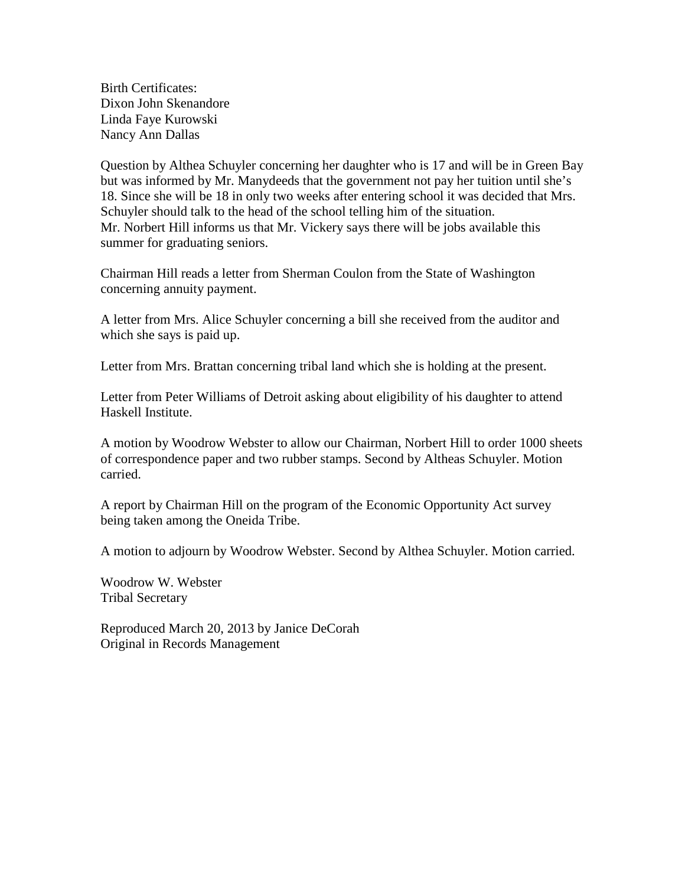Birth Certificates:
Dixon John Skenandore
Linda Faye Kurowski
Nancy Ann Dallas

Question by Althea Schuyler concerning her daughter who is 17 and will be in Green Bay but was informed by Mr. Manydeeds that the government not pay her tuition until she's 18. Since she will be 18 in only two weeks after entering school it was decided that Mrs. Schuyler should talk to the head of the school telling him of the situation.
Mr. Norbert Hill informs us that Mr. Vickery says there will be jobs available this summer for graduating seniors.

Chairman Hill reads a letter from Sherman Coulon from the State of Washington concerning annuity payment.

A letter from Mrs. Alice Schuyler concerning a bill she received from the auditor and which she says is paid up.

Letter from Mrs. Brattan concerning tribal land which she is holding at the present.

Letter from Peter Williams of Detroit asking about eligibility of his daughter to attend Haskell Institute.

A motion by Woodrow Webster to allow our Chairman, Norbert Hill to order 1000 sheets of correspondence paper and two rubber stamps. Second by Altheas Schuyler. Motion carried.

A report by Chairman Hill on the program of the Economic Opportunity Act survey being taken among the Oneida Tribe.

A motion to adjourn by Woodrow Webster. Second by Althea Schuyler. Motion carried.

Woodrow W. Webster
Tribal Secretary

Reproduced March 20, 2013 by Janice DeCorah
Original in Records Management